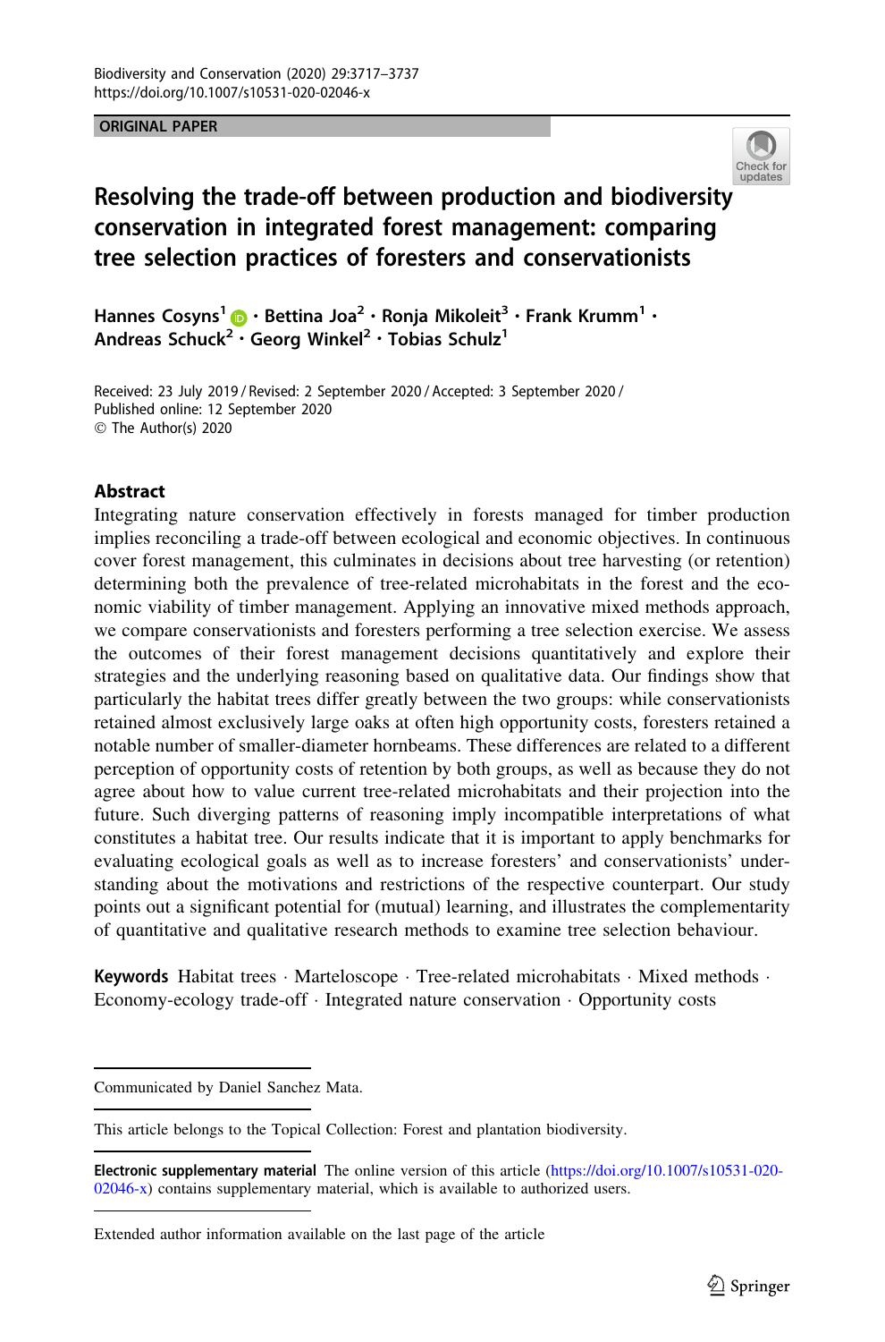ORIGINAL PAPER

# Resolving the trade-off between production and biodiversity conservation in integrated forest management: comparing tree selection practices of foresters and conservationists

**Hannes Cosyns[1] · Bettina Joa[2] · Ronja Mikoleit[3] · Frank Krumm[1] · Andreas Schuck[2] · Georg Winkel[2] · Tobias Schulz[1]**

Received: 23 July 2019 / Revised: 2 September 2020 / Accepted: 3 September 2020 / Published online: 12 September 2020
© The Author(s) 2020

## Abstract

Integrating nature conservation effectively in forests managed for timber production implies reconciling a trade-off between ecological and economic objectives. In continuous cover forest management, this culminates in decisions about tree harvesting (or retention) determining both the prevalence of tree-related microhabitats in the forest and the economic viability of timber management. Applying an innovative mixed methods approach, we compare conservationists and foresters performing a tree selection exercise. We assess the outcomes of their forest management decisions quantitatively and explore their strategies and the underlying reasoning based on qualitative data. Our findings show that particularly the habitat trees differ greatly between the two groups: while conservationists retained almost exclusively large oaks at often high opportunity costs, foresters retained a notable number of smaller-diameter hornbeams. These differences are related to a different perception of opportunity costs of retention by both groups, as well as because they do not agree about how to value current tree-related microhabitats and their projection into the future. Such diverging patterns of reasoning imply incompatible interpretations of what constitutes a habitat tree. Our results indicate that it is important to apply benchmarks for evaluating ecological goals as well as to increase foresters' and conservationists' understanding about the motivations and restrictions of the respective counterpart. Our study points out a significant potential for (mutual) learning, and illustrates the complementarity of quantitative and qualitative research methods to examine tree selection behaviour.

**Keywords** Habitat trees · Marteloscope · Tree-related microhabitats · Mixed methods · Economy-ecology trade-off · Integrated nature conservation · Opportunity costs

---

Communicated by Daniel Sanchez Mata.

---

This article belongs to the Topical Collection: Forest and plantation biodiversity.

---

**Electronic supplementary material** The online version of this article (https://doi.org/10.1007/s10531-020-02046-x) contains supplementary material, which is available to authorized users.

---

Extended author information available on the last page of the article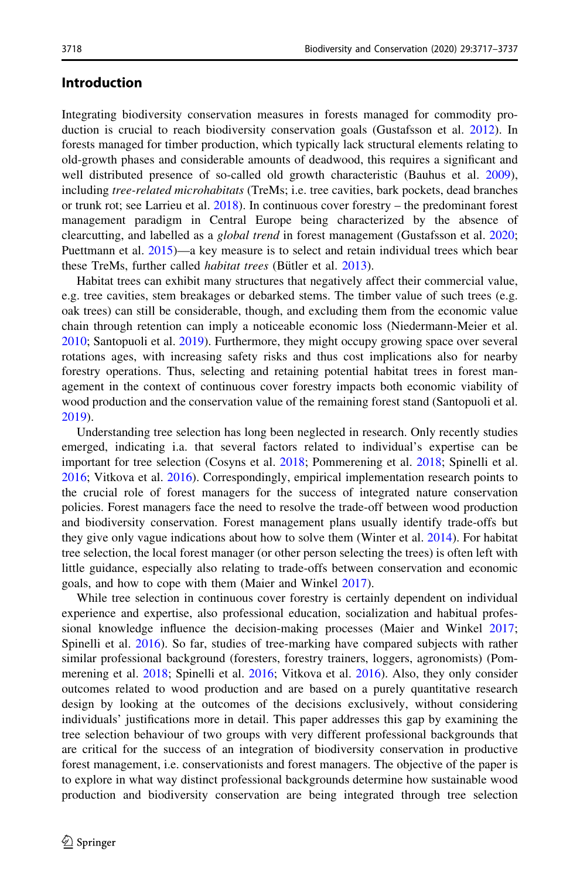## Introduction

Integrating biodiversity conservation measures in forests managed for commodity production is crucial to reach biodiversity conservation goals (Gustafsson et al. 2012). In forests managed for timber production, which typically lack structural elements relating to old-growth phases and considerable amounts of deadwood, this requires a significant and well distributed presence of so-called old growth characteristic (Bauhus et al. 2009), including *tree-related microhabitats* (TreMs; i.e. tree cavities, bark pockets, dead branches or trunk rot; see Larrieu et al. 2018). In continuous cover forestry – the predominant forest management paradigm in Central Europe being characterized by the absence of clearcutting, and labelled as a *global trend* in forest management (Gustafsson et al. 2020; Puettmann et al. 2015)—a key measure is to select and retain individual trees which bear these TreMs, further called *habitat trees* (Bütler et al. 2013).

Habitat trees can exhibit many structures that negatively affect their commercial value, e.g. tree cavities, stem breakages or debarked stems. The timber value of such trees (e.g. oak trees) can still be considerable, though, and excluding them from the economic value chain through retention can imply a noticeable economic loss (Niedermann-Meier et al. 2010; Santopuoli et al. 2019). Furthermore, they might occupy growing space over several rotations ages, with increasing safety risks and thus cost implications also for nearby forestry operations. Thus, selecting and retaining potential habitat trees in forest management in the context of continuous cover forestry impacts both economic viability of wood production and the conservation value of the remaining forest stand (Santopuoli et al. 2019).

Understanding tree selection has long been neglected in research. Only recently studies emerged, indicating i.a. that several factors related to individual's expertise can be important for tree selection (Cosyns et al. 2018; Pommerening et al. 2018; Spinelli et al. 2016; Vitkova et al. 2016). Correspondingly, empirical implementation research points to the crucial role of forest managers for the success of integrated nature conservation policies. Forest managers face the need to resolve the trade-off between wood production and biodiversity conservation. Forest management plans usually identify trade-offs but they give only vague indications about how to solve them (Winter et al. 2014). For habitat tree selection, the local forest manager (or other person selecting the trees) is often left with little guidance, especially also relating to trade-offs between conservation and economic goals, and how to cope with them (Maier and Winkel 2017).

While tree selection in continuous cover forestry is certainly dependent on individual experience and expertise, also professional education, socialization and habitual professional knowledge influence the decision-making processes (Maier and Winkel 2017; Spinelli et al. 2016). So far, studies of tree-marking have compared subjects with rather similar professional background (foresters, forestry trainers, loggers, agronomists) (Pommerening et al. 2018; Spinelli et al. 2016; Vitkova et al. 2016). Also, they only consider outcomes related to wood production and are based on a purely quantitative research design by looking at the outcomes of the decisions exclusively, without considering individuals' justifications more in detail. This paper addresses this gap by examining the tree selection behaviour of two groups with very different professional backgrounds that are critical for the success of an integration of biodiversity conservation in productive forest management, i.e. conservationists and forest managers. The objective of the paper is to explore in what way distinct professional backgrounds determine how sustainable wood production and biodiversity conservation are being integrated through tree selection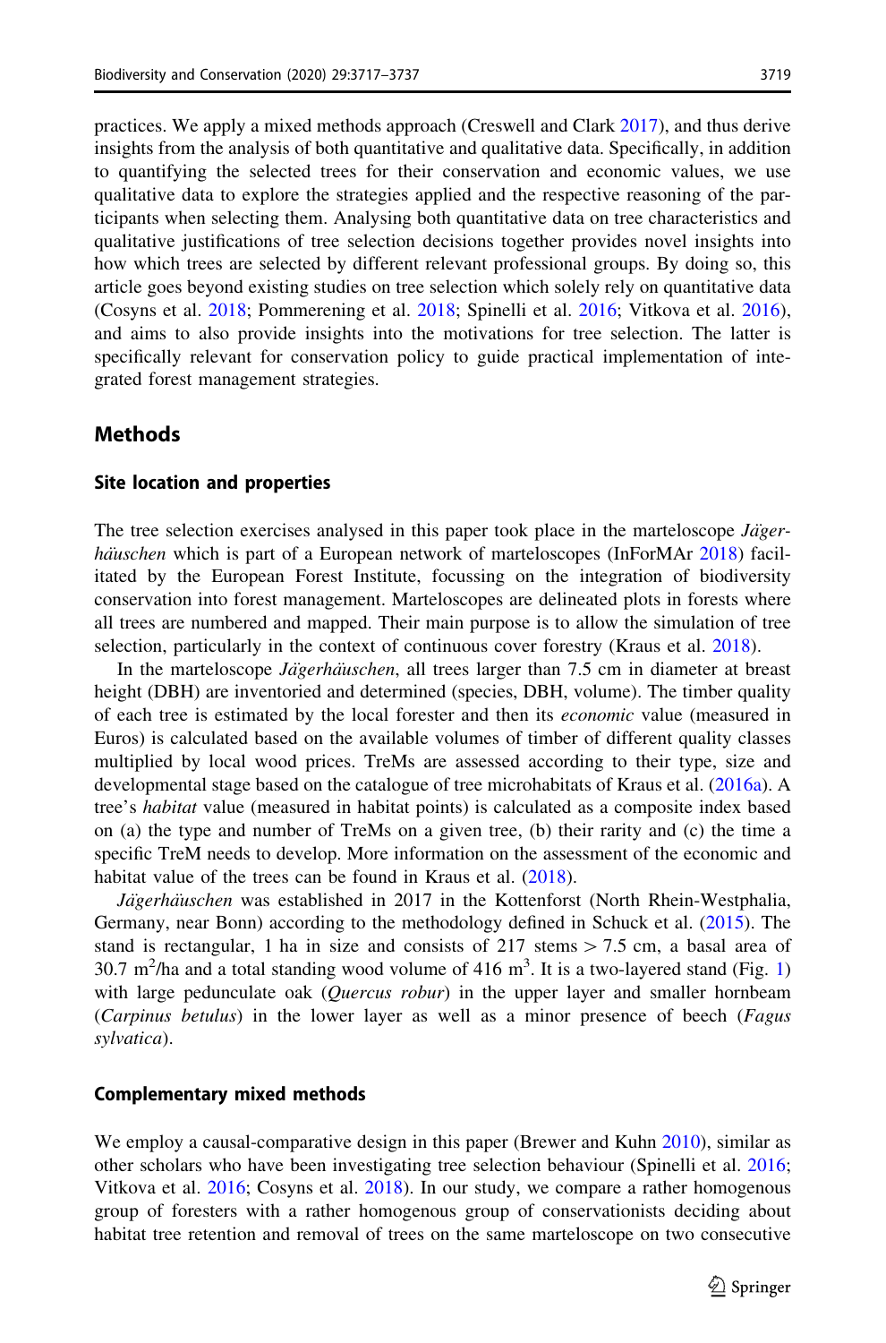practices. We apply a mixed methods approach (Creswell and Clark 2017), and thus derive insights from the analysis of both quantitative and qualitative data. Specifically, in addition to quantifying the selected trees for their conservation and economic values, we use qualitative data to explore the strategies applied and the respective reasoning of the participants when selecting them. Analysing both quantitative data on tree characteristics and qualitative justifications of tree selection decisions together provides novel insights into how which trees are selected by different relevant professional groups. By doing so, this article goes beyond existing studies on tree selection which solely rely on quantitative data (Cosyns et al. 2018; Pommerening et al. 2018; Spinelli et al. 2016; Vitkova et al. 2016), and aims to also provide insights into the motivations for tree selection. The latter is specifically relevant for conservation policy to guide practical implementation of integrated forest management strategies.

## Methods

### Site location and properties

The tree selection exercises analysed in this paper took place in the marteloscope *Jägerhäuschen* which is part of a European network of marteloscopes (InForMAr 2018) facilitated by the European Forest Institute, focussing on the integration of biodiversity conservation into forest management. Marteloscopes are delineated plots in forests where all trees are numbered and mapped. Their main purpose is to allow the simulation of tree selection, particularly in the context of continuous cover forestry (Kraus et al. 2018).

In the marteloscope *Jägerhäuschen*, all trees larger than 7.5 cm in diameter at breast height (DBH) are inventoried and determined (species, DBH, volume). The timber quality of each tree is estimated by the local forester and then its *economic* value (measured in Euros) is calculated based on the available volumes of timber of different quality classes multiplied by local wood prices. TreMs are assessed according to their type, size and developmental stage based on the catalogue of tree microhabitats of Kraus et al. (2016a). A tree's *habitat* value (measured in habitat points) is calculated as a composite index based on (a) the type and number of TreMs on a given tree, (b) their rarity and (c) the time a specific TreM needs to develop. More information on the assessment of the economic and habitat value of the trees can be found in Kraus et al. (2018).

*Jägerhäuschen* was established in 2017 in the Kottenforst (North Rhein-Westphalia, Germany, near Bonn) according to the methodology defined in Schuck et al. (2015). The stand is rectangular, 1 ha in size and consists of 217 stems > 7.5 cm, a basal area of 30.7 $m^2$/ha and a total standing wood volume of 416 $m^3$. It is a two-layered stand (Fig. 1) with large pedunculate oak (*Quercus robur*) in the upper layer and smaller hornbeam (*Carpinus betulus*) in the lower layer as well as a minor presence of beech (*Fagus sylvatica*).

### Complementary mixed methods

We employ a causal-comparative design in this paper (Brewer and Kuhn 2010), similar as other scholars who have been investigating tree selection behaviour (Spinelli et al. 2016; Vitkova et al. 2016; Cosyns et al. 2018). In our study, we compare a rather homogenous group of foresters with a rather homogenous group of conservationists deciding about habitat tree retention and removal of trees on the same marteloscope on two consecutive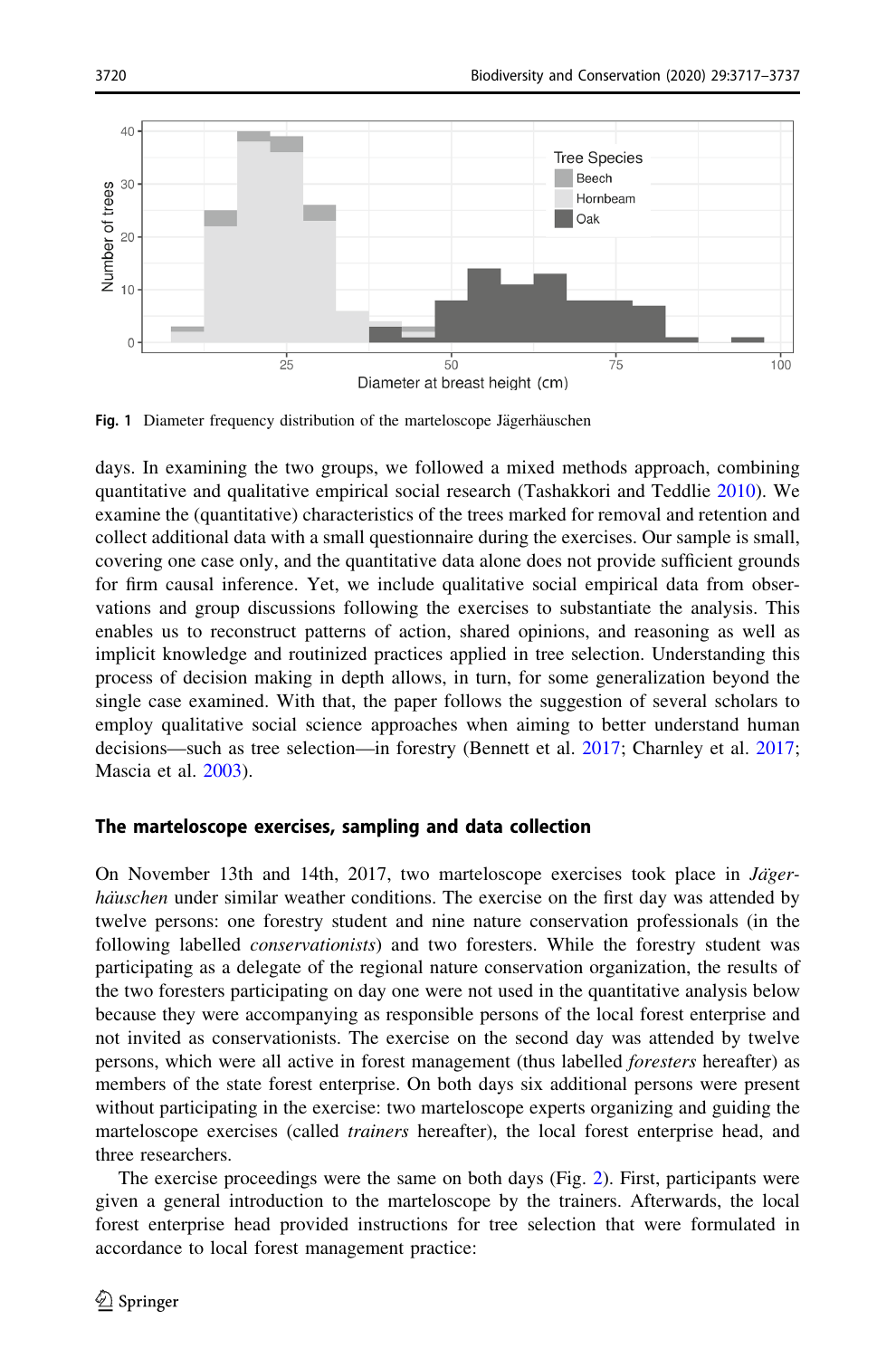Fig. 1 Diameter frequency distribution of the marteloscope Jägerhäuschen

days. In examining the two groups, we followed a mixed methods approach, combining quantitative and qualitative empirical social research (Tashakkori and Teddlie 2010). We examine the (quantitative) characteristics of the trees marked for removal and retention and collect additional data with a small questionnaire during the exercises. Our sample is small, covering one case only, and the quantitative data alone does not provide sufficient grounds for firm causal inference. Yet, we include qualitative social empirical data from observations and group discussions following the exercises to substantiate the analysis. This enables us to reconstruct patterns of action, shared opinions, and reasoning as well as implicit knowledge and routinized practices applied in tree selection. Understanding this process of decision making in depth allows, in turn, for some generalization beyond the single case examined. With that, the paper follows the suggestion of several scholars to employ qualitative social science approaches when aiming to better understand human decisions—such as tree selection—in forestry (Bennett et al. 2017; Charnley et al. 2017; Mascia et al. 2003).

## The marteloscope exercises, sampling and data collection

On November 13th and 14th, 2017, two marteloscope exercises took place in *Jägerhäuschen* under similar weather conditions. The exercise on the first day was attended by twelve persons: one forestry student and nine nature conservation professionals (in the following labelled *conservationists*) and two foresters. While the forestry student was participating as a delegate of the regional nature conservation organization, the results of the two foresters participating on day one were not used in the quantitative analysis below because they were accompanying as responsible persons of the local forest enterprise and not invited as conservationists. The exercise on the second day was attended by twelve persons, which were all active in forest management (thus labelled *foresters* hereafter) as members of the state forest enterprise. On both days six additional persons were present without participating in the exercise: two marteloscope experts organizing and guiding the marteloscope exercises (called *trainers* hereafter), the local forest enterprise head, and three researchers.

The exercise proceedings were the same on both days (Fig. 2). First, participants were given a general introduction to the marteloscope by the trainers. Afterwards, the local forest enterprise head provided instructions for tree selection that were formulated in accordance to local forest management practice: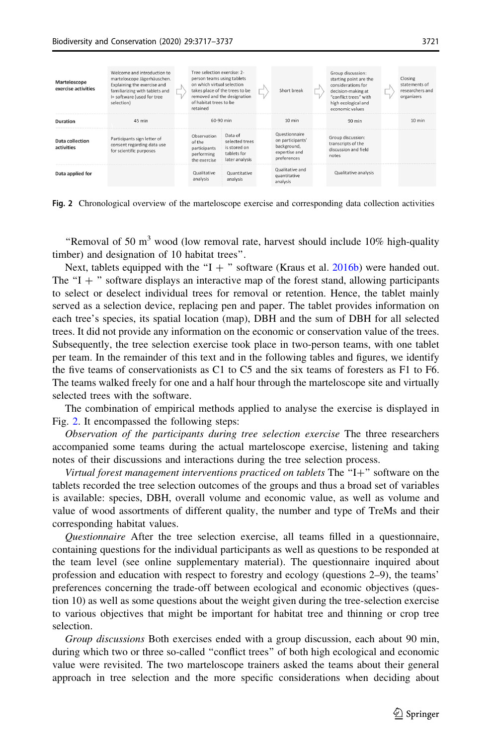| Marteloscope exercise activities | Welcome and introduction to marteloscope Jägerhäuschen. Explaining the exercise and familiarizing with tablets and I+ software (used for tree selection) | Tree selection exercise: 2-person teams using tablets on which virtual selection takes place of the trees to be removed and the designation of habitat trees to be retained | | Short break | Group discussion: starting point are the considerations for decision-making at "conflict trees" with high ecological and economic values | Closing statements of researchers and organizers |
|---|---|---|---|---|---|---|
| Duration | 45 min | 60-90 min | | 10 min | 90 min | 10 min |
| Data collection activities | Participants sign letter of consent regarding data use for scientific purposes | Observation of the participants performing the exercise | Data of selected trees is stored on tablets for later analysis | Questionnaire on participants' background, expertise and preferences | Group discussion: transcripts of the discussion and field notes | |
| Data applied for | | Qualitative analysis | Quantitative analysis | Qualitative and quantitative analysis | Qualitative analysis | |

**Fig. 2** Chronological overview of the marteloscope exercise and corresponding data collection activities

"Removal of 50 m$^3$ wood (low removal rate, harvest should include 10% high-quality timber) and designation of 10 habitat trees".

Next, tablets equipped with the "I + " software (Kraus et al. 2016b) were handed out. The "I + " software displays an interactive map of the forest stand, allowing participants to select or deselect individual trees for removal or retention. Hence, the tablet mainly served as a selection device, replacing pen and paper. The tablet provides information on each tree's species, its spatial location (map), DBH and the sum of DBH for all selected trees. It did not provide any information on the economic or conservation value of the trees. Subsequently, the tree selection exercise took place in two-person teams, with one tablet per team. In the remainder of this text and in the following tables and figures, we identify the five teams of conservationists as C1 to C5 and the six teams of foresters as F1 to F6. The teams walked freely for one and a half hour through the marteloscope site and virtually selected trees with the software.

The combination of empirical methods applied to analyse the exercise is displayed in Fig. 2. It encompassed the following steps:

*Observation of the participants during tree selection exercise* The three researchers accompanied some teams during the actual marteloscope exercise, listening and taking notes of their discussions and interactions during the tree selection process.

*Virtual forest management interventions practiced on tablets* The "I+" software on the tablets recorded the tree selection outcomes of the groups and thus a broad set of variables is available: species, DBH, overall volume and economic value, as well as volume and value of wood assortments of different quality, the number and type of TreMs and their corresponding habitat values.

*Questionnaire* After the tree selection exercise, all teams filled in a questionnaire, containing questions for the individual participants as well as questions to be responded at the team level (see online supplementary material). The questionnaire inquired about profession and education with respect to forestry and ecology (questions 2–9), the teams' preferences concerning the trade-off between ecological and economic objectives (question 10) as well as some questions about the weight given during the tree-selection exercise to various objectives that might be important for habitat tree and thinning or crop tree selection.

*Group discussions* Both exercises ended with a group discussion, each about 90 min, during which two or three so-called "conflict trees" of both high ecological and economic value were revisited. The two marteloscope trainers asked the teams about their general approach in tree selection and the more specific considerations when deciding about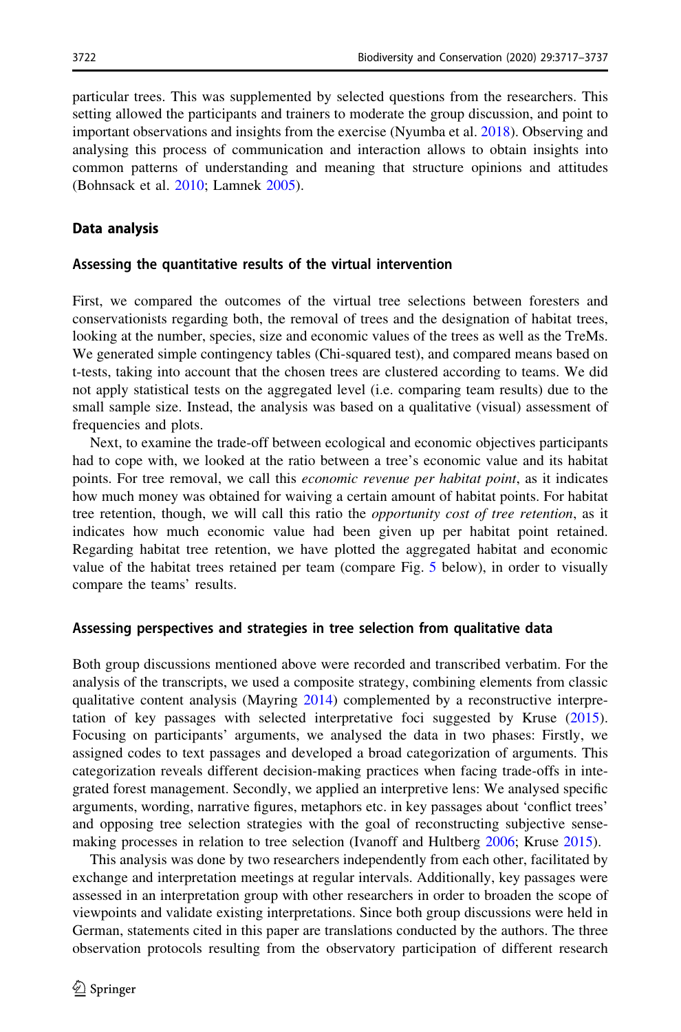particular trees. This was supplemented by selected questions from the researchers. This setting allowed the participants and trainers to moderate the group discussion, and point to important observations and insights from the exercise (Nyumba et al. 2018). Observing and analysing this process of communication and interaction allows to obtain insights into common patterns of understanding and meaning that structure opinions and attitudes (Bohnsack et al. 2010; Lamnek 2005).

## Data analysis

### Assessing the quantitative results of the virtual intervention

First, we compared the outcomes of the virtual tree selections between foresters and conservationists regarding both, the removal of trees and the designation of habitat trees, looking at the number, species, size and economic values of the trees as well as the TreMs. We generated simple contingency tables (Chi-squared test), and compared means based on t-tests, taking into account that the chosen trees are clustered according to teams. We did not apply statistical tests on the aggregated level (i.e. comparing team results) due to the small sample size. Instead, the analysis was based on a qualitative (visual) assessment of frequencies and plots.

Next, to examine the trade-off between ecological and economic objectives participants had to cope with, we looked at the ratio between a tree's economic value and its habitat points. For tree removal, we call this *economic revenue per habitat point*, as it indicates how much money was obtained for waiving a certain amount of habitat points. For habitat tree retention, though, we will call this ratio the *opportunity cost of tree retention*, as it indicates how much economic value had been given up per habitat point retained. Regarding habitat tree retention, we have plotted the aggregated habitat and economic value of the habitat trees retained per team (compare Fig. 5 below), in order to visually compare the teams' results.

### Assessing perspectives and strategies in tree selection from qualitative data

Both group discussions mentioned above were recorded and transcribed verbatim. For the analysis of the transcripts, we used a composite strategy, combining elements from classic qualitative content analysis (Mayring 2014) complemented by a reconstructive interpretation of key passages with selected interpretative foci suggested by Kruse (2015). Focusing on participants' arguments, we analysed the data in two phases: Firstly, we assigned codes to text passages and developed a broad categorization of arguments. This categorization reveals different decision-making practices when facing trade-offs in integrated forest management. Secondly, we applied an interpretive lens: We analysed specific arguments, wording, narrative figures, metaphors etc. in key passages about 'conflict trees' and opposing tree selection strategies with the goal of reconstructing subjective sense-making processes in relation to tree selection (Ivanoff and Hultberg 2006; Kruse 2015).

This analysis was done by two researchers independently from each other, facilitated by exchange and interpretation meetings at regular intervals. Additionally, key passages were assessed in an interpretation group with other researchers in order to broaden the scope of viewpoints and validate existing interpretations. Since both group discussions were held in German, statements cited in this paper are translations conducted by the authors. The three observation protocols resulting from the observatory participation of different research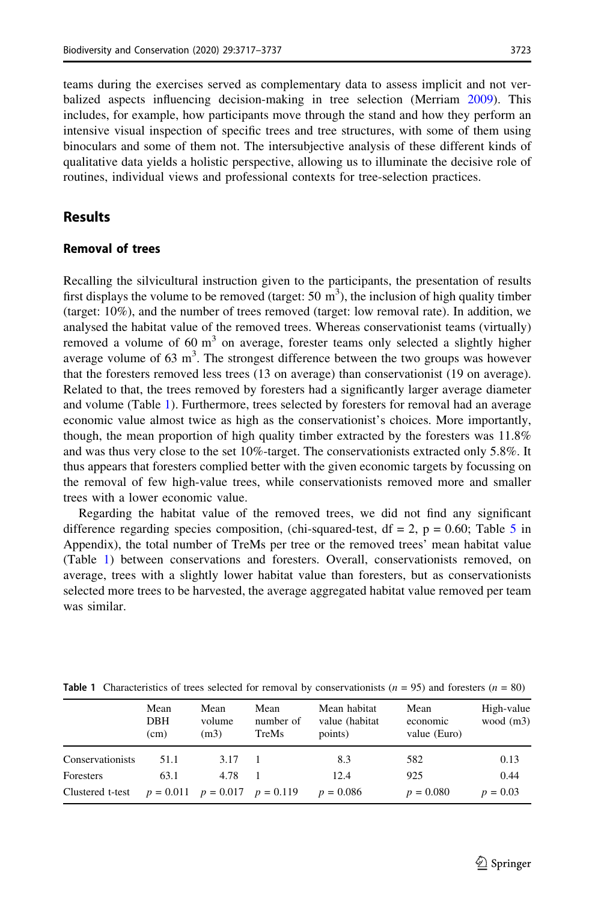teams during the exercises served as complementary data to assess implicit and not verbalized aspects influencing decision-making in tree selection (Merriam 2009). This includes, for example, how participants move through the stand and how they perform an intensive visual inspection of specific trees and tree structures, with some of them using binoculars and some of them not. The intersubjective analysis of these different kinds of qualitative data yields a holistic perspective, allowing us to illuminate the decisive role of routines, individual views and professional contexts for tree-selection practices.

## Results

### Removal of trees

Recalling the silvicultural instruction given to the participants, the presentation of results first displays the volume to be removed (target: 50 $m^3$), the inclusion of high quality timber (target: 10%), and the number of trees removed (target: low removal rate). In addition, we analysed the habitat value of the removed trees. Whereas conservationist teams (virtually) removed a volume of 60 $m^3$ on average, forester teams only selected a slightly higher average volume of 63 $m^3$. The strongest difference between the two groups was however that the foresters removed less trees (13 on average) than conservationist (19 on average). Related to that, the trees removed by foresters had a significantly larger average diameter and volume (Table 1). Furthermore, trees selected by foresters for removal had an average economic value almost twice as high as the conservationist's choices. More importantly, though, the mean proportion of high quality timber extracted by the foresters was 11.8% and was thus very close to the set 10%-target. The conservationists extracted only 5.8%. It thus appears that foresters complied better with the given economic targets by focussing on the removal of few high-value trees, while conservationists removed more and smaller trees with a lower economic value.

Regarding the habitat value of the removed trees, we did not find any significant difference regarding species composition, (chi-squared-test, df = 2, p = 0.60; Table 5 in Appendix), the total number of TreMs per tree or the removed trees' mean habitat value (Table 1) between conservations and foresters. Overall, conservationists removed, on average, trees with a slightly lower habitat value than foresters, but as conservationists selected more trees to be harvested, the average aggregated habitat value removed per team was similar.

**Table 1** Characteristics of trees selected for removal by conservationists ($n$ = 95) and foresters ($n$ = 80)

| | Mean DBH (cm) | Mean volume (m3) | Mean number of TreMs | Mean habitat value (habitat points) | Mean economic value (Euro) | High-value wood (m3) |
|---|---|---|---|---|---|---|
| Conservationists | 51.1 | 3.17 | 1 | 8.3 | 582 | 0.13 |
| Foresters | 63.1 | 4.78 | 1 | 12.4 | 925 | 0.44 |
| Clustered t-test | $p$ = 0.011 | $p$ = 0.017 | $p$ = 0.119 | $p$ = 0.086 | $p$ = 0.080 | $p$ = 0.03 |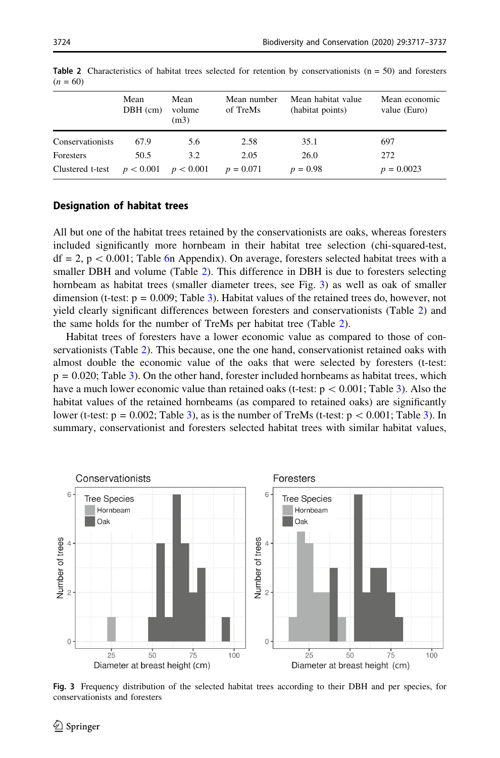**Table 2** Characteristics of habitat trees selected for retention by conservationists (n = 50) and foresters ($n$ = 60)

| | Mean DBH (cm) | Mean volume (m3) | Mean number of TreMs | Mean habitat value (habitat points) | Mean economic value (Euro) |
|---|---|---|---|---|---|
| Conservationists | 67.9 | 5.6 | 2.58 | 35.1 | 697 |
| Foresters | 50.5 | 3.2 | 2.05 | 26.0 | 272 |
| Clustered t-test | $p < 0.001$ | $p < 0.001$ | $p = 0.071$ | $p = 0.98$ | $p = 0.0023$ |

### Designation of habitat trees

All but one of the habitat trees retained by the conservationists are oaks, whereas foresters included significantly more hornbeam in their habitat tree selection (chi-squared-test, df = 2, p < 0.001; Table 6n Appendix). On average, foresters selected habitat trees with a smaller DBH and volume (Table 2). This difference in DBH is due to foresters selecting hornbeam as habitat trees (smaller diameter trees, see Fig. 3) as well as oak of smaller dimension (t-test: p = 0.009; Table 3). Habitat values of the retained trees do, however, not yield clearly significant differences between foresters and conservationists (Table 2) and the same holds for the number of TreMs per habitat tree (Table 2).

Habitat trees of foresters have a lower economic value as compared to those of conservationists (Table 2). This because, one the one hand, conservationist retained oaks with almost double the economic value of the oaks that were selected by foresters (t-test: p = 0.020; Table 3). On the other hand, forester included hornbeams as habitat trees, which have a much lower economic value than retained oaks (t-test: p < 0.001; Table 3). Also the habitat values of the retained hornbeams (as compared to retained oaks) are significantly lower (t-test: p = 0.002; Table 3), as is the number of TreMs (t-test: p < 0.001; Table 3). In summary, conservationist and foresters selected habitat trees with similar habitat values,

**Fig. 3** Frequency distribution of the selected habitat trees according to their DBH and per species, for conservationists and foresters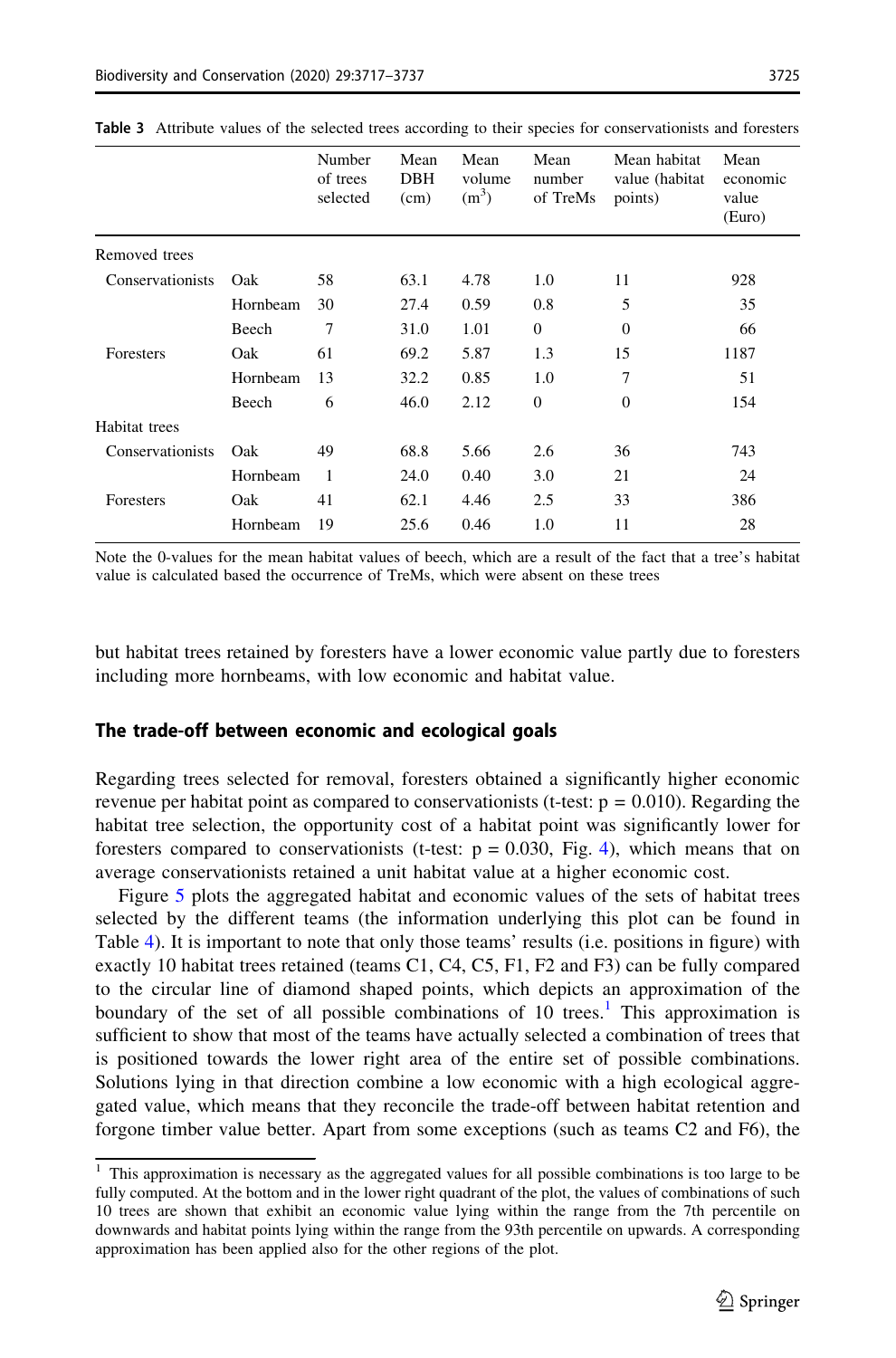**Table 3** Attribute values of the selected trees according to their species for conservationists and foresters

| | | Number of trees selected | Mean DBH (cm) | Mean volume ($m^3$) | Mean number of TreMs | Mean habitat value (habitat points) | Mean economic value (Euro) |
|---|---|---|---|---|---|---|---|
| Removed trees | | | | | | | |
| Conservationists | Oak | 58 | 63.1 | 4.78 | 1.0 | 11 | 928 |
| | Hornbeam | 30 | 27.4 | 0.59 | 0.8 | 5 | 35 |
| | Beech | 7 | 31.0 | 1.01 | 0 | 0 | 66 |
| Foresters | Oak | 61 | 69.2 | 5.87 | 1.3 | 15 | 1187 |
| | Hornbeam | 13 | 32.2 | 0.85 | 1.0 | 7 | 51 |
| | Beech | 6 | 46.0 | 2.12 | 0 | 0 | 154 |
| Habitat trees | | | | | | | |
| Conservationists | Oak | 49 | 68.8 | 5.66 | 2.6 | 36 | 743 |
| | Hornbeam | 1 | 24.0 | 0.40 | 3.0 | 21 | 24 |
| Foresters | Oak | 41 | 62.1 | 4.46 | 2.5 | 33 | 386 |
| | Hornbeam | 19 | 25.6 | 0.46 | 1.0 | 11 | 28 |

Note the 0-values for the mean habitat values of beech, which are a result of the fact that a tree's habitat value is calculated based the occurrence of TreMs, which were absent on these trees

but habitat trees retained by foresters have a lower economic value partly due to foresters including more hornbeams, with low economic and habitat value.

### The trade-off between economic and ecological goals

Regarding trees selected for removal, foresters obtained a significantly higher economic revenue per habitat point as compared to conservationists (t-test: $p = 0.010$). Regarding the habitat tree selection, the opportunity cost of a habitat point was significantly lower for foresters compared to conservationists (t-test: $p = 0.030$, Fig. 4), which means that on average conservationists retained a unit habitat value at a higher economic cost.

Figure 5 plots the aggregated habitat and economic values of the sets of habitat trees selected by the different teams (the information underlying this plot can be found in Table 4). It is important to note that only those teams' results (i.e. positions in figure) with exactly 10 habitat trees retained (teams C1, C4, C5, F1, F2 and F3) can be fully compared to the circular line of diamond shaped points, which depicts an approximation of the boundary of the set of all possible combinations of 10 trees.[1] This approximation is sufficient to show that most of the teams have actually selected a combination of trees that is positioned towards the lower right area of the entire set of possible combinations. Solutions lying in that direction combine a low economic with a high ecological aggregated value, which means that they reconcile the trade-off between habitat retention and forgone timber value better. Apart from some exceptions (such as teams C2 and F6), the

[1] This approximation is necessary as the aggregated values for all possible combinations is too large to be fully computed. At the bottom and in the lower right quadrant of the plot, the values of combinations of such 10 trees are shown that exhibit an economic value lying within the range from the 7th percentile on downwards and habitat points lying within the range from the 93th percentile on upwards. A corresponding approximation has been applied also for the other regions of the plot.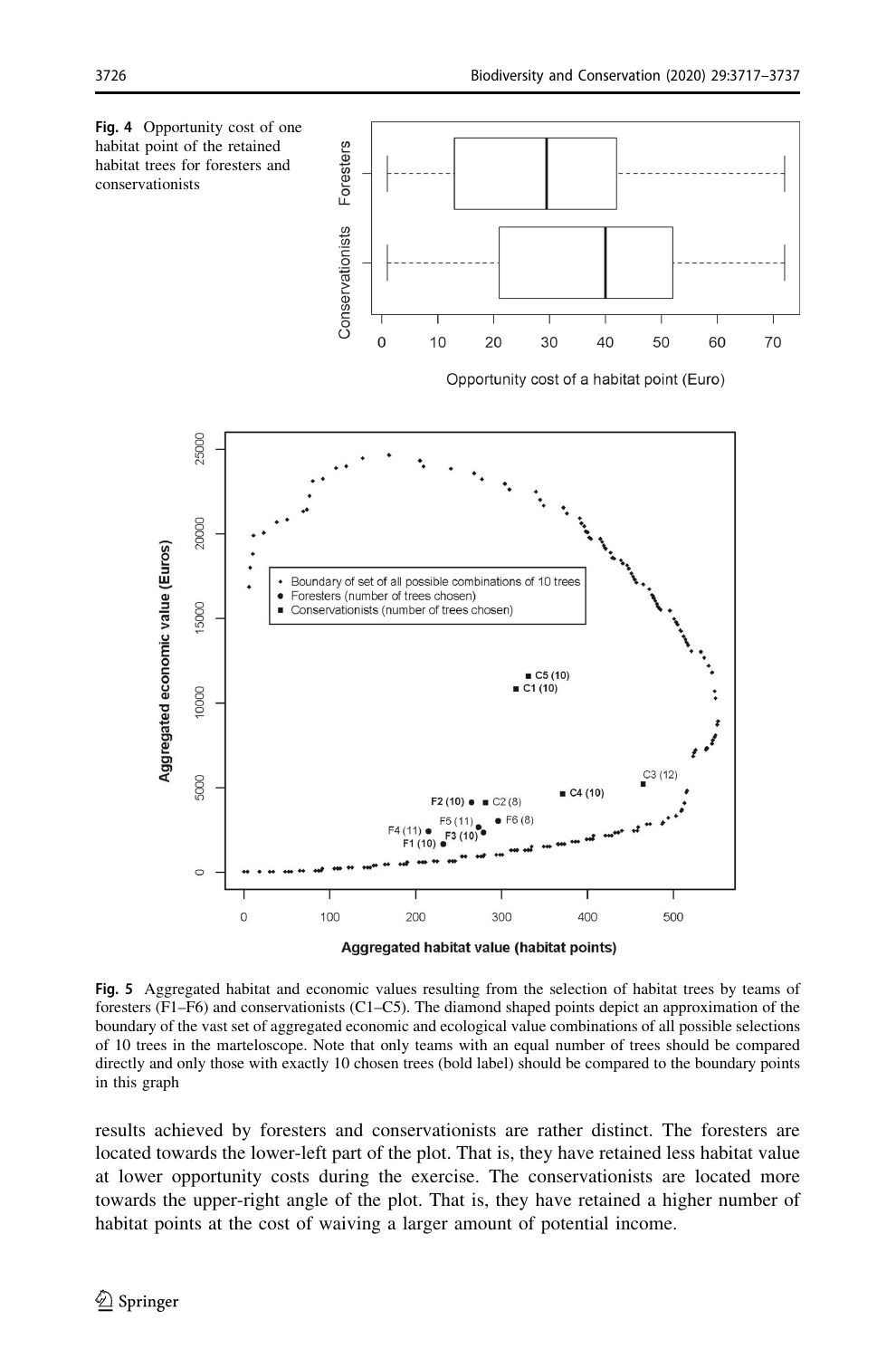**Fig. 4** Opportunity cost of one habitat point of the retained habitat trees for foresters and conservationists

**Fig. 5** Aggregated habitat and economic values resulting from the selection of habitat trees by teams of foresters (F1–F6) and conservationists (C1–C5). The diamond shaped points depict an approximation of the boundary of the vast set of aggregated economic and ecological value combinations of all possible selections of 10 trees in the marteloscope. Note that only teams with an equal number of trees should be compared directly and only those with exactly 10 chosen trees (bold label) should be compared to the boundary points in this graph

results achieved by foresters and conservationists are rather distinct. The foresters are located towards the lower-left part of the plot. That is, they have retained less habitat value at lower opportunity costs during the exercise. The conservationists are located more towards the upper-right angle of the plot. That is, they have retained a higher number of habitat points at the cost of waiving a larger amount of potential income.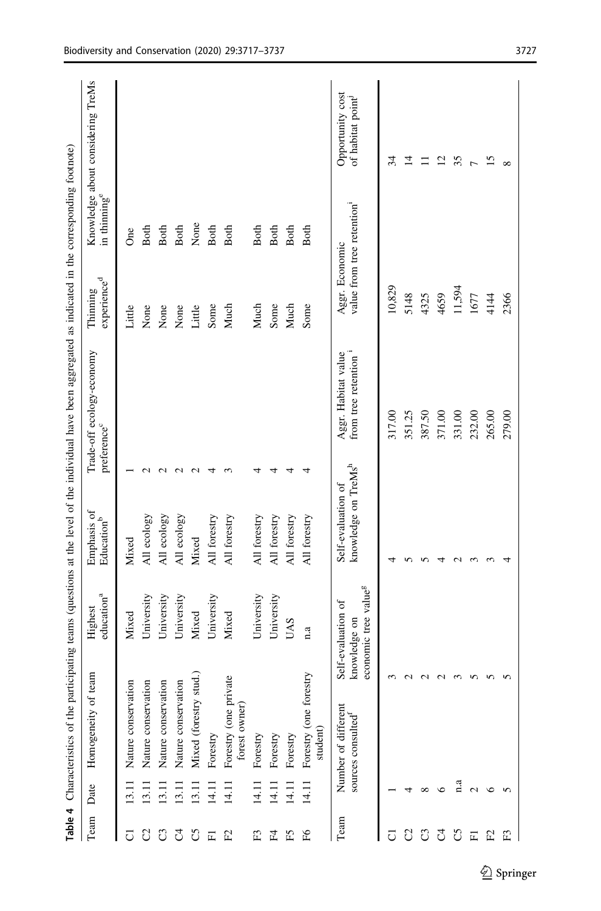**Table 4** Characteristics of the participating teams (questions at the level of the individual have been aggregated as indicated in the corresponding footnote)

| Team | Date | Homogeneity of team | Highest education[a] | Emphasis of Education[b] | Trade-off ecology-economy preference[c] | Thinning experience[d] | Knowledge about considering TreMs in thinning[e] |
|---|---|---|---|---|---|---|---|
| C1 | 13.11 | Nature conservation | Mixed | Mixed | 1 | Little | One |
| C2 | 13.11 | Nature conservation | University | All ecology | 2 | None | Both |
| C3 | 13.11 | Nature conservation | University | All ecology | 2 | None | Both |
| C4 | 13.11 | Nature conservation | University | All ecology | 2 | None | Both |
| C5 | 13.11 | Mixed (forestry stud.) | Mixed | Mixed | 2 | Little | None |
| F1 | 14.11 | Forestry | University | All forestry | 4 | Some | Both |
| F2 | 14.11 | Forestry (one private forest owner) | Mixed | All forestry | 3 | Much | Both |
| F3 | 14.11 | Forestry | University | All forestry | 4 | Much | Both |
| F4 | 14.11 | Forestry | University | All forestry | 4 | Some | Both |
| F5 | 14.11 | Forestry | UAS | All forestry | 4 | Much | Both |
| F6 | 14.11 | Forestry (one forestry student) | n.a | All forestry | 4 | Some | Both |

| Team | Number of different sources consulted[f] | Self-evaluation of knowledge on economic tree value[g] | Self-evaluation of knowledge on TreMs[h] | Aggr. Habitat value from tree retention[i] | Aggr. Economic value from tree retention[i] | Opportunity cost of habitat point[j] |
|---|---|---|---|---|---|---|
| C1 | 1 | 3 | 4 | 317.00 | 10,829 | 34 |
| C2 | 4 | 2 | 5 | 351.25 | 5148 | 14 |
| C3 | 8 | 2 | 5 | 387.50 | 4325 | 11 |
| C4 | 6 | 2 | 4 | 371.00 | 4659 | 12 |
| C5 | n.a | 3 | 2 | 331.00 | 11,594 | 35 |
| F1 | 2 | 5 | 3 | 232.00 | 1677 | 7 |
| F2 | 6 | 5 | 3 | 265.00 | 4144 | 15 |
| F3 | 5 | 5 | 4 | 279.00 | 2366 | 8 |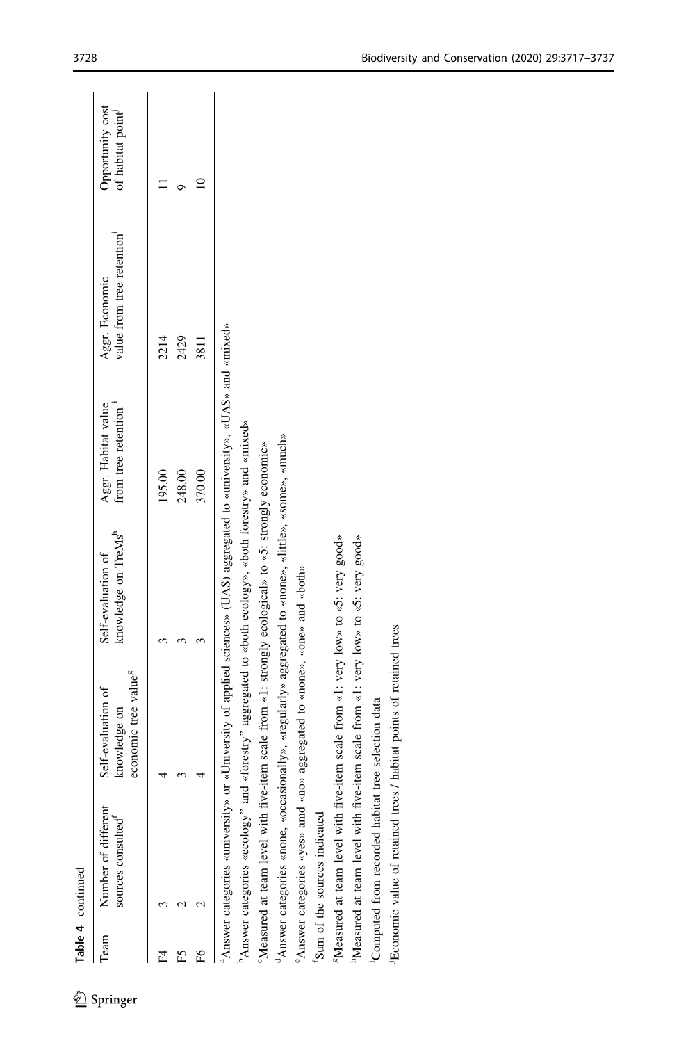**Table 4** continued

| Team | Number of different sources consulted[f] | Self-evaluation of knowledge on economic tree value[g] | Self-evaluation of knowledge on TreMs[h] | Aggr. Habitat value from tree retention[i] | Aggr. Economic value from tree retention[i] | Opportunity cost of habitat point[j] |
|---|---|---|---|---|---|---|
| F4 | 3 | 4 | 3 | 195.00 | 2214 | 11 |
| F5 | 2 | 3 | 3 | 248.00 | 2429 | 9 |
| F6 | 2 | 4 | 3 | 370.00 | 3811 | 10 |

[a]Answer categories «university» or «University of applied sciences» (UAS) aggregated to «university», «UAS» and «mixed»

[b]Answer categories «ecology" and «forestry" aggregated to «both ecology», «both forestry» and «mixed»

[c]Measured at team level with five-item scale from «1: strongly ecological» to «5: strongly economic»

[d]Answer categories «none, «occasionally», «regularly» aggregated to «none», «little», «some», «much»

[e]Answer categories «yes» and «no» aggregated to «none», «one» and «both»

[f]Sum of the sources indicated

[g]Measured at team level with five-item scale from «1: very low» to «5: very good»

[h]Measured at team level with five-item scale from «1: very low» to «5: very good»

[i]Computed from recorded habitat tree selection data

[j]Economic value of retained trees / habitat points of retained trees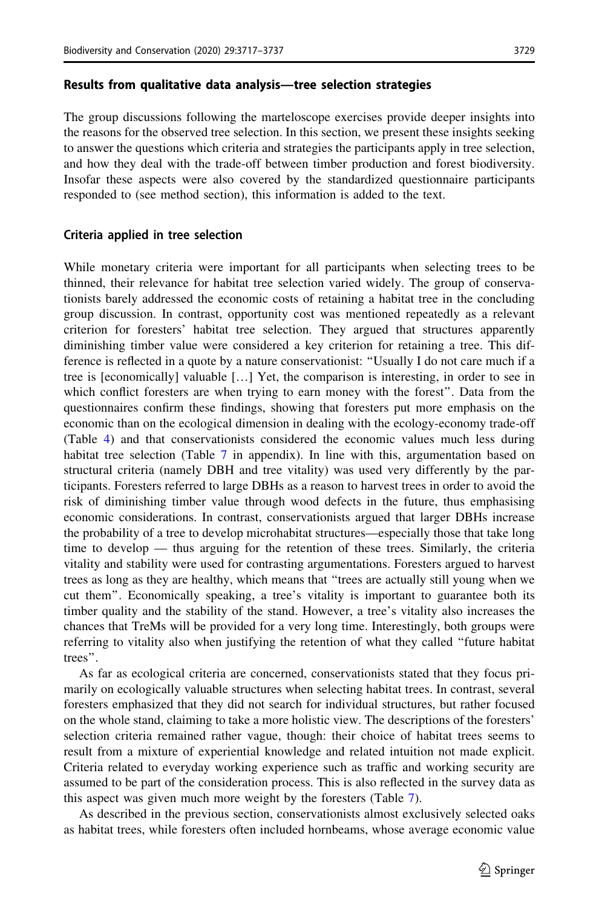### Results from qualitative data analysis—tree selection strategies

The group discussions following the marteloscope exercises provide deeper insights into the reasons for the observed tree selection. In this section, we present these insights seeking to answer the questions which criteria and strategies the participants apply in tree selection, and how they deal with the trade-off between timber production and forest biodiversity. Insofar these aspects were also covered by the standardized questionnaire participants responded to (see method section), this information is added to the text.

#### Criteria applied in tree selection

While monetary criteria were important for all participants when selecting trees to be thinned, their relevance for habitat tree selection varied widely. The group of conservationists barely addressed the economic costs of retaining a habitat tree in the concluding group discussion. In contrast, opportunity cost was mentioned repeatedly as a relevant criterion for foresters' habitat tree selection. They argued that structures apparently diminishing timber value were considered a key criterion for retaining a tree. This difference is reflected in a quote by a nature conservationist: "Usually I do not care much if a tree is [economically] valuable […] Yet, the comparison is interesting, in order to see in which conflict foresters are when trying to earn money with the forest". Data from the questionnaires confirm these findings, showing that foresters put more emphasis on the economic than on the ecological dimension in dealing with the ecology-economy trade-off (Table 4) and that conservationists considered the economic values much less during habitat tree selection (Table 7 in appendix). In line with this, argumentation based on structural criteria (namely DBH and tree vitality) was used very differently by the participants. Foresters referred to large DBHs as a reason to harvest trees in order to avoid the risk of diminishing timber value through wood defects in the future, thus emphasising economic considerations. In contrast, conservationists argued that larger DBHs increase the probability of a tree to develop microhabitat structures—especially those that take long time to develop — thus arguing for the retention of these trees. Similarly, the criteria vitality and stability were used for contrasting argumentations. Foresters argued to harvest trees as long as they are healthy, which means that "trees are actually still young when we cut them". Economically speaking, a tree's vitality is important to guarantee both its timber quality and the stability of the stand. However, a tree's vitality also increases the chances that TreMs will be provided for a very long time. Interestingly, both groups were referring to vitality also when justifying the retention of what they called "future habitat trees".

As far as ecological criteria are concerned, conservationists stated that they focus primarily on ecologically valuable structures when selecting habitat trees. In contrast, several foresters emphasized that they did not search for individual structures, but rather focused on the whole stand, claiming to take a more holistic view. The descriptions of the foresters' selection criteria remained rather vague, though: their choice of habitat trees seems to result from a mixture of experiential knowledge and related intuition not made explicit. Criteria related to everyday working experience such as traffic and working security are assumed to be part of the consideration process. This is also reflected in the survey data as this aspect was given much more weight by the foresters (Table 7).

As described in the previous section, conservationists almost exclusively selected oaks as habitat trees, while foresters often included hornbeams, whose average economic value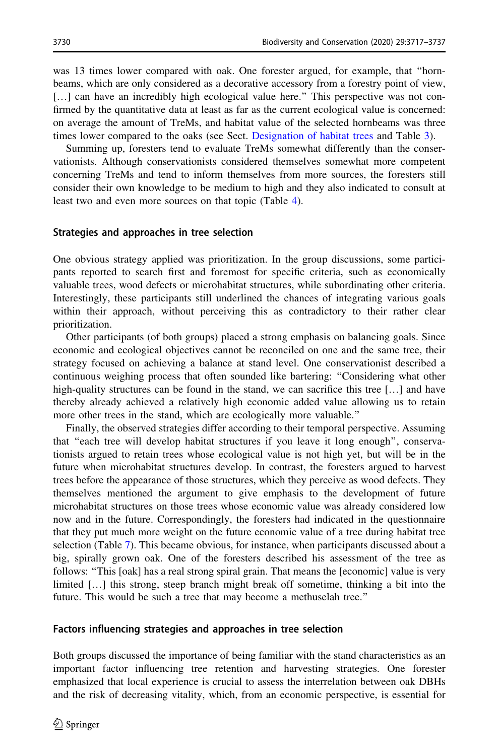was 13 times lower compared with oak. One forester argued, for example, that "hornbeams, which are only considered as a decorative accessory from a forestry point of view, […] can have an incredibly high ecological value here." This perspective was not confirmed by the quantitative data at least as far as the current ecological value is concerned: on average the amount of TreMs, and habitat value of the selected hornbeams was three times lower compared to the oaks (see Sect. Designation of habitat trees and Table 3).

Summing up, foresters tend to evaluate TreMs somewhat differently than the conservationists. Although conservationists considered themselves somewhat more competent concerning TreMs and tend to inform themselves from more sources, the foresters still consider their own knowledge to be medium to high and they also indicated to consult at least two and even more sources on that topic (Table 4).

### Strategies and approaches in tree selection

One obvious strategy applied was prioritization. In the group discussions, some participants reported to search first and foremost for specific criteria, such as economically valuable trees, wood defects or microhabitat structures, while subordinating other criteria. Interestingly, these participants still underlined the chances of integrating various goals within their approach, without perceiving this as contradictory to their rather clear prioritization.

Other participants (of both groups) placed a strong emphasis on balancing goals. Since economic and ecological objectives cannot be reconciled on one and the same tree, their strategy focused on achieving a balance at stand level. One conservationist described a continuous weighing process that often sounded like bartering: "Considering what other high-quality structures can be found in the stand, we can sacrifice this tree […] and have thereby already achieved a relatively high economic added value allowing us to retain more other trees in the stand, which are ecologically more valuable."

Finally, the observed strategies differ according to their temporal perspective. Assuming that "each tree will develop habitat structures if you leave it long enough", conservationists argued to retain trees whose ecological value is not high yet, but will be in the future when microhabitat structures develop. In contrast, the foresters argued to harvest trees before the appearance of those structures, which they perceive as wood defects. They themselves mentioned the argument to give emphasis to the development of future microhabitat structures on those trees whose economic value was already considered low now and in the future. Correspondingly, the foresters had indicated in the questionnaire that they put much more weight on the future economic value of a tree during habitat tree selection (Table 7). This became obvious, for instance, when participants discussed about a big, spirally grown oak. One of the foresters described his assessment of the tree as follows: "This [oak] has a real strong spiral grain. That means the [economic] value is very limited […] this strong, steep branch might break off sometime, thinking a bit into the future. This would be such a tree that may become a methuselah tree."

### Factors influencing strategies and approaches in tree selection

Both groups discussed the importance of being familiar with the stand characteristics as an important factor influencing tree retention and harvesting strategies. One forester emphasized that local experience is crucial to assess the interrelation between oak DBHs and the risk of decreasing vitality, which, from an economic perspective, is essential for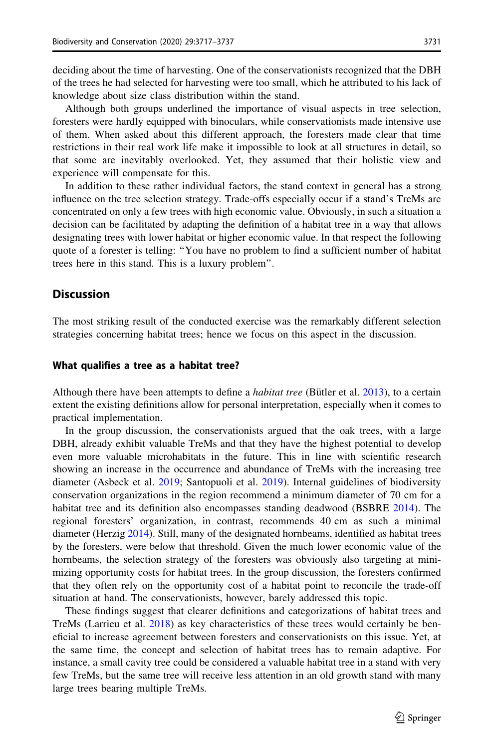deciding about the time of harvesting. One of the conservationists recognized that the DBH of the trees he had selected for harvesting were too small, which he attributed to his lack of knowledge about size class distribution within the stand.

Although both groups underlined the importance of visual aspects in tree selection, foresters were hardly equipped with binoculars, while conservationists made intensive use of them. When asked about this different approach, the foresters made clear that time restrictions in their real work life make it impossible to look at all structures in detail, so that some are inevitably overlooked. Yet, they assumed that their holistic view and experience will compensate for this.

In addition to these rather individual factors, the stand context in general has a strong influence on the tree selection strategy. Trade-offs especially occur if a stand's TreMs are concentrated on only a few trees with high economic value. Obviously, in such a situation a decision can be facilitated by adapting the definition of a habitat tree in a way that allows designating trees with lower habitat or higher economic value. In that respect the following quote of a forester is telling: "You have no problem to find a sufficient number of habitat trees here in this stand. This is a luxury problem".

## Discussion

The most striking result of the conducted exercise was the remarkably different selection strategies concerning habitat trees; hence we focus on this aspect in the discussion.

### What qualifies a tree as a habitat tree?

Although there have been attempts to define a *habitat tree* (Bütler et al. 2013), to a certain extent the existing definitions allow for personal interpretation, especially when it comes to practical implementation.

In the group discussion, the conservationists argued that the oak trees, with a large DBH, already exhibit valuable TreMs and that they have the highest potential to develop even more valuable microhabitats in the future. This in line with scientific research showing an increase in the occurrence and abundance of TreMs with the increasing tree diameter (Asbeck et al. 2019; Santopuoli et al. 2019). Internal guidelines of biodiversity conservation organizations in the region recommend a minimum diameter of 70 cm for a habitat tree and its definition also encompasses standing deadwood (BSBRE 2014). The regional foresters' organization, in contrast, recommends 40 cm as such a minimal diameter (Herzig 2014). Still, many of the designated hornbeams, identified as habitat trees by the foresters, were below that threshold. Given the much lower economic value of the hornbeams, the selection strategy of the foresters was obviously also targeting at minimizing opportunity costs for habitat trees. In the group discussion, the foresters confirmed that they often rely on the opportunity cost of a habitat point to reconcile the trade-off situation at hand. The conservationists, however, barely addressed this topic.

These findings suggest that clearer definitions and categorizations of habitat trees and TreMs (Larrieu et al. 2018) as key characteristics of these trees would certainly be beneficial to increase agreement between foresters and conservationists on this issue. Yet, at the same time, the concept and selection of habitat trees has to remain adaptive. For instance, a small cavity tree could be considered a valuable habitat tree in a stand with very few TreMs, but the same tree will receive less attention in an old growth stand with many large trees bearing multiple TreMs.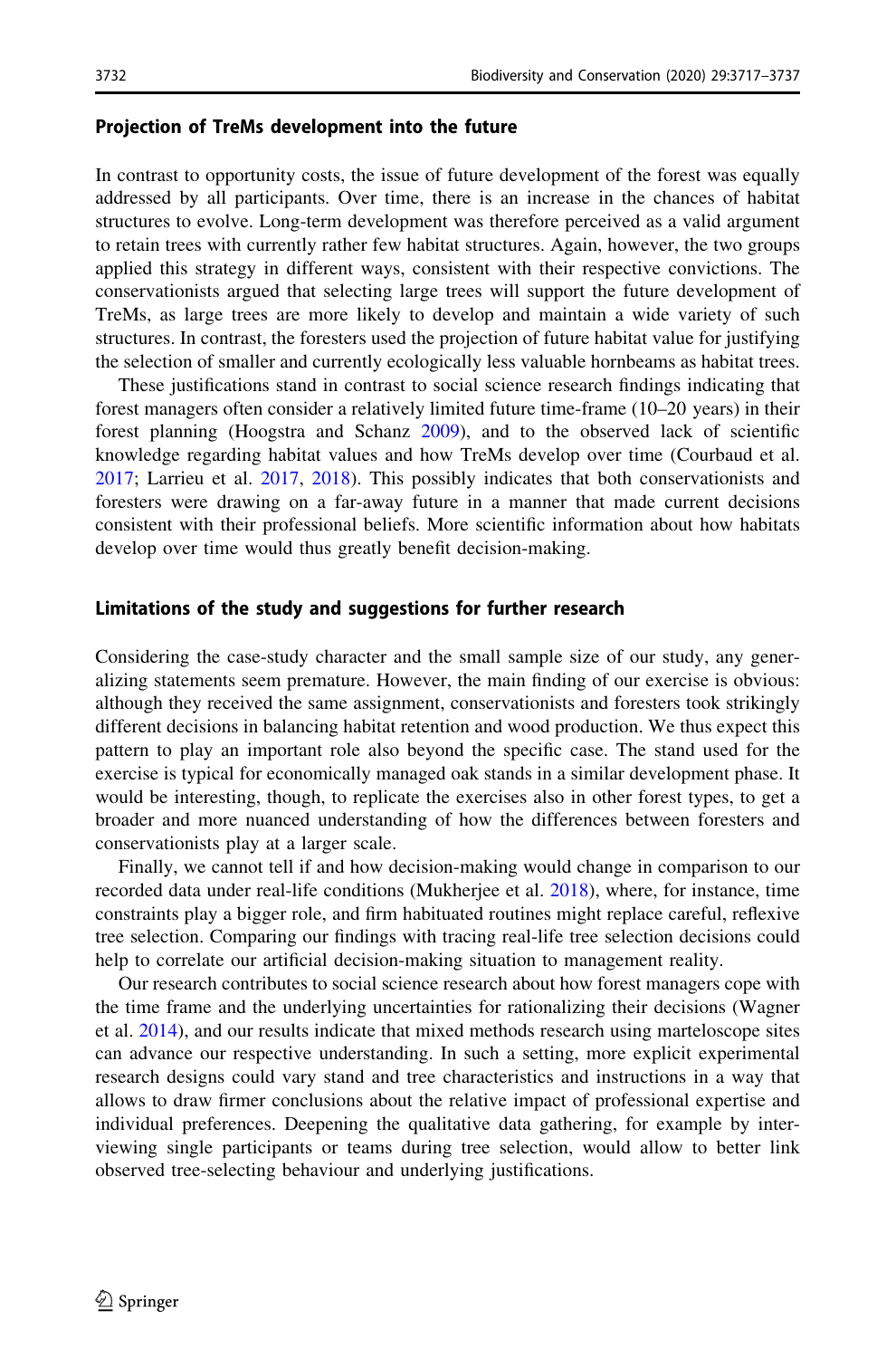#### Projection of TreMs development into the future

In contrast to opportunity costs, the issue of future development of the forest was equally addressed by all participants. Over time, there is an increase in the chances of habitat structures to evolve. Long-term development was therefore perceived as a valid argument to retain trees with currently rather few habitat structures. Again, however, the two groups applied this strategy in different ways, consistent with their respective convictions. The conservationists argued that selecting large trees will support the future development of TreMs, as large trees are more likely to develop and maintain a wide variety of such structures. In contrast, the foresters used the projection of future habitat value for justifying the selection of smaller and currently ecologically less valuable hornbeams as habitat trees.

These justifications stand in contrast to social science research findings indicating that forest managers often consider a relatively limited future time-frame (10–20 years) in their forest planning (Hoogstra and Schanz 2009), and to the observed lack of scientific knowledge regarding habitat values and how TreMs develop over time (Courbaud et al. 2017; Larrieu et al. 2017, 2018). This possibly indicates that both conservationists and foresters were drawing on a far-away future in a manner that made current decisions consistent with their professional beliefs. More scientific information about how habitats develop over time would thus greatly benefit decision-making.

#### Limitations of the study and suggestions for further research

Considering the case-study character and the small sample size of our study, any generalizing statements seem premature. However, the main finding of our exercise is obvious: although they received the same assignment, conservationists and foresters took strikingly different decisions in balancing habitat retention and wood production. We thus expect this pattern to play an important role also beyond the specific case. The stand used for the exercise is typical for economically managed oak stands in a similar development phase. It would be interesting, though, to replicate the exercises also in other forest types, to get a broader and more nuanced understanding of how the differences between foresters and conservationists play at a larger scale.

Finally, we cannot tell if and how decision-making would change in comparison to our recorded data under real-life conditions (Mukherjee et al. 2018), where, for instance, time constraints play a bigger role, and firm habituated routines might replace careful, reflexive tree selection. Comparing our findings with tracing real-life tree selection decisions could help to correlate our artificial decision-making situation to management reality.

Our research contributes to social science research about how forest managers cope with the time frame and the underlying uncertainties for rationalizing their decisions (Wagner et al. 2014), and our results indicate that mixed methods research using marteloscope sites can advance our respective understanding. In such a setting, more explicit experimental research designs could vary stand and tree characteristics and instructions in a way that allows to draw firmer conclusions about the relative impact of professional expertise and individual preferences. Deepening the qualitative data gathering, for example by interviewing single participants or teams during tree selection, would allow to better link observed tree-selecting behaviour and underlying justifications.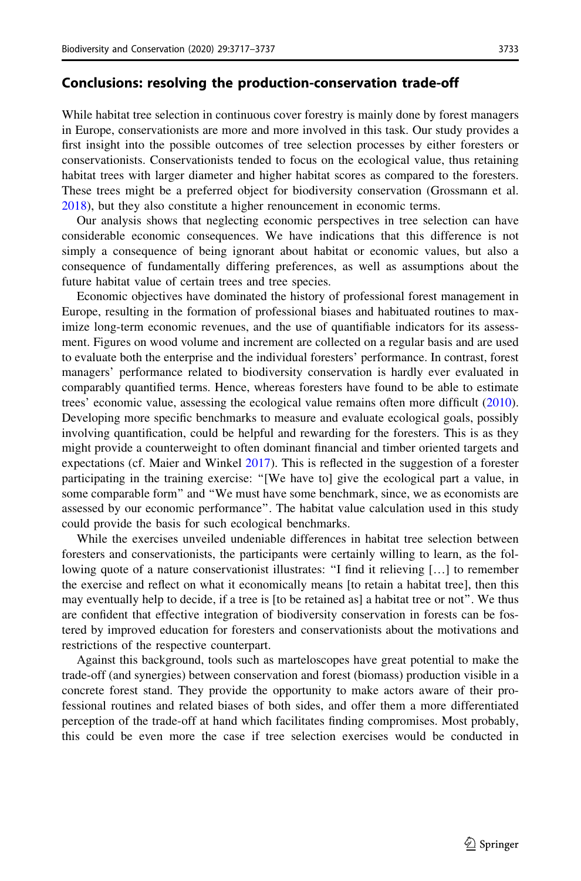## Conclusions: resolving the production-conservation trade-off

While habitat tree selection in continuous cover forestry is mainly done by forest managers in Europe, conservationists are more and more involved in this task. Our study provides a first insight into the possible outcomes of tree selection processes by either foresters or conservationists. Conservationists tended to focus on the ecological value, thus retaining habitat trees with larger diameter and higher habitat scores as compared to the foresters. These trees might be a preferred object for biodiversity conservation (Grossmann et al. 2018), but they also constitute a higher renouncement in economic terms.

Our analysis shows that neglecting economic perspectives in tree selection can have considerable economic consequences. We have indications that this difference is not simply a consequence of being ignorant about habitat or economic values, but also a consequence of fundamentally differing preferences, as well as assumptions about the future habitat value of certain trees and tree species.

Economic objectives have dominated the history of professional forest management in Europe, resulting in the formation of professional biases and habituated routines to maximize long-term economic revenues, and the use of quantifiable indicators for its assessment. Figures on wood volume and increment are collected on a regular basis and are used to evaluate both the enterprise and the individual foresters' performance. In contrast, forest managers' performance related to biodiversity conservation is hardly ever evaluated in comparably quantified terms. Hence, whereas foresters have found to be able to estimate trees' economic value, assessing the ecological value remains often more difficult (2010). Developing more specific benchmarks to measure and evaluate ecological goals, possibly involving quantification, could be helpful and rewarding for the foresters. This is as they might provide a counterweight to often dominant financial and timber oriented targets and expectations (cf. Maier and Winkel 2017). This is reflected in the suggestion of a forester participating in the training exercise: "[We have to] give the ecological part a value, in some comparable form" and "We must have some benchmark, since, we as economists are assessed by our economic performance". The habitat value calculation used in this study could provide the basis for such ecological benchmarks.

While the exercises unveiled undeniable differences in habitat tree selection between foresters and conservationists, the participants were certainly willing to learn, as the following quote of a nature conservationist illustrates: "I find it relieving […] to remember the exercise and reflect on what it economically means [to retain a habitat tree], then this may eventually help to decide, if a tree is [to be retained as] a habitat tree or not". We thus are confident that effective integration of biodiversity conservation in forests can be fostered by improved education for foresters and conservationists about the motivations and restrictions of the respective counterpart.

Against this background, tools such as marteloscopes have great potential to make the trade-off (and synergies) between conservation and forest (biomass) production visible in a concrete forest stand. They provide the opportunity to make actors aware of their professional routines and related biases of both sides, and offer them a more differentiated perception of the trade-off at hand which facilitates finding compromises. Most probably, this could be even more the case if tree selection exercises would be conducted in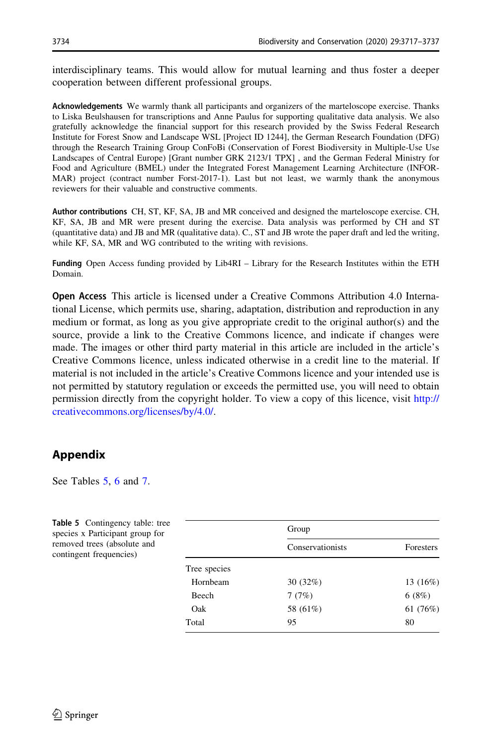interdisciplinary teams. This would allow for mutual learning and thus foster a deeper cooperation between different professional groups.

**Acknowledgements** We warmly thank all participants and organizers of the marteloscope exercise. Thanks to Liska Beulshausen for transcriptions and Anne Paulus for supporting qualitative data analysis. We also gratefully acknowledge the financial support for this research provided by the Swiss Federal Research Institute for Forest Snow and Landscape WSL [Project ID 1244], the German Research Foundation (DFG) through the Research Training Group ConFoBi (Conservation of Forest Biodiversity in Multiple-Use Use Landscapes of Central Europe) [Grant number GRK 2123/1 TPX] , and the German Federal Ministry for Food and Agriculture (BMEL) under the Integrated Forest Management Learning Architecture (INFORMAR) project (contract number Forst-2017-1). Last but not least, we warmly thank the anonymous reviewers for their valuable and constructive comments.

**Author contributions** CH, ST, KF, SA, JB and MR conceived and designed the marteloscope exercise. CH, KF, SA, JB and MR were present during the exercise. Data analysis was performed by CH and ST (quantitative data) and JB and MR (qualitative data). C., ST and JB wrote the paper draft and led the writing, while KF, SA, MR and WG contributed to the writing with revisions.

**Funding** Open Access funding provided by Lib4RI – Library for the Research Institutes within the ETH Domain.

**Open Access** This article is licensed under a Creative Commons Attribution 4.0 International License, which permits use, sharing, adaptation, distribution and reproduction in any medium or format, as long as you give appropriate credit to the original author(s) and the source, provide a link to the Creative Commons licence, and indicate if changes were made. The images or other third party material in this article are included in the article's Creative Commons licence, unless indicated otherwise in a credit line to the material. If material is not included in the article's Creative Commons licence and your intended use is not permitted by statutory regulation or exceeds the permitted use, you will need to obtain permission directly from the copyright holder. To view a copy of this licence, visit http://creativecommons.org/licenses/by/4.0/.

## Appendix

See Tables 5, 6 and 7.

**Table 5** Contingency table: tree species x Participant group for removed trees (absolute and contingent frequencies)

| | Group | |
|---|---|---|
| | Conservationists | Foresters |
| Tree species | | |
| Hornbeam | 30 (32%) | 13 (16%) |
| Beech | 7 (7%) | 6 (8%) |
| Oak | 58 (61%) | 61 (76%) |
| Total | 95 | 80 |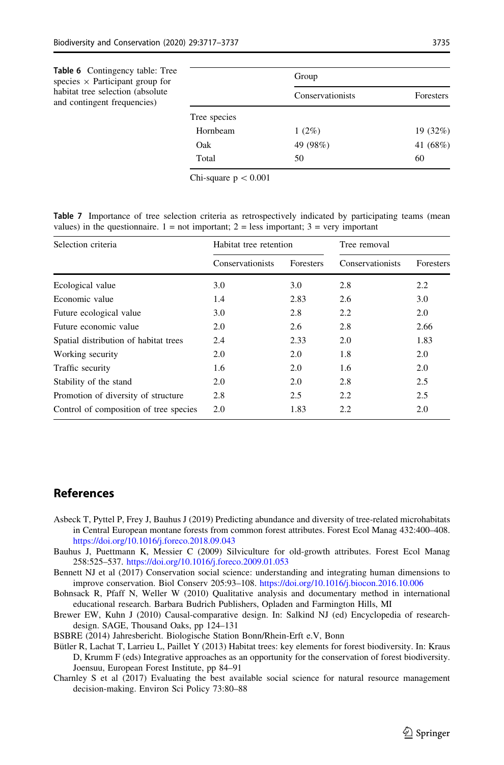**Table 6** Contingency table: Tree species × Participant group for habitat tree selection (absolute and contingent frequencies)

| | Group | |
|---|---|---|
| | Conservationists | Foresters |
| Tree species | | |
| Hornbeam | 1 (2%) | 19 (32%) |
| Oak | 49 (98%) | 41 (68%) |
| Total | 50 | 60 |

Chi-square $p < 0.001$

**Table 7** Importance of tree selection criteria as retrospectively indicated by participating teams (mean values) in the questionnaire. 1 = not important; 2 = less important; 3 = very important

| Selection criteria | Habitat tree retention | | Tree removal | |
|---|---|---|---|---|
| | Conservationists | Foresters | Conservationists | Foresters |
| Ecological value | 3.0 | 3.0 | 2.8 | 2.2 |
| Economic value | 1.4 | 2.83 | 2.6 | 3.0 |
| Future ecological value | 3.0 | 2.8 | 2.2 | 2.0 |
| Future economic value | 2.0 | 2.6 | 2.8 | 2.66 |
| Spatial distribution of habitat trees | 2.4 | 2.33 | 2.0 | 1.83 |
| Working security | 2.0 | 2.0 | 1.8 | 2.0 |
| Traffic security | 1.6 | 2.0 | 1.6 | 2.0 |
| Stability of the stand | 2.0 | 2.0 | 2.8 | 2.5 |
| Promotion of diversity of structure | 2.8 | 2.5 | 2.2 | 2.5 |
| Control of composition of tree species | 2.0 | 1.83 | 2.2 | 2.0 |

## References

Asbeck T, Pyttel P, Frey J, Bauhus J (2019) Predicting abundance and diversity of tree-related microhabitats in Central European montane forests from common forest attributes. Forest Ecol Manag 432:400–408. https://doi.org/10.1016/j.foreco.2018.09.043

Bauhus J, Puettmann K, Messier C (2009) Silviculture for old-growth attributes. Forest Ecol Manag 258:525–537. https://doi.org/10.1016/j.foreco.2009.01.053

Bennett NJ et al (2017) Conservation social science: understanding and integrating human dimensions to improve conservation. Biol Conserv 205:93–108. https://doi.org/10.1016/j.biocon.2016.10.006

Bohnsack R, Pfaff N, Weller W (2010) Qualitative analysis and documentary method in international educational research. Barbara Budrich Publishers, Opladen and Farmington Hills, MI

Brewer EW, Kuhn J (2010) Causal-comparative design. In: Salkind NJ (ed) Encyclopedia of research-design. SAGE, Thousand Oaks, pp 124–131

BSBRE (2014) Jahresbericht. Biologische Station Bonn/Rhein-Erft e.V, Bonn

Bütler R, Lachat T, Larrieu L, Paillet Y (2013) Habitat trees: key elements for forest biodiversity. In: Kraus D, Krumm F (eds) Integrative approaches as an opportunity for the conservation of forest biodiversity. Joensuu, European Forest Institute, pp 84–91

Charnley S et al (2017) Evaluating the best available social science for natural resource management decision-making. Environ Sci Policy 73:80–88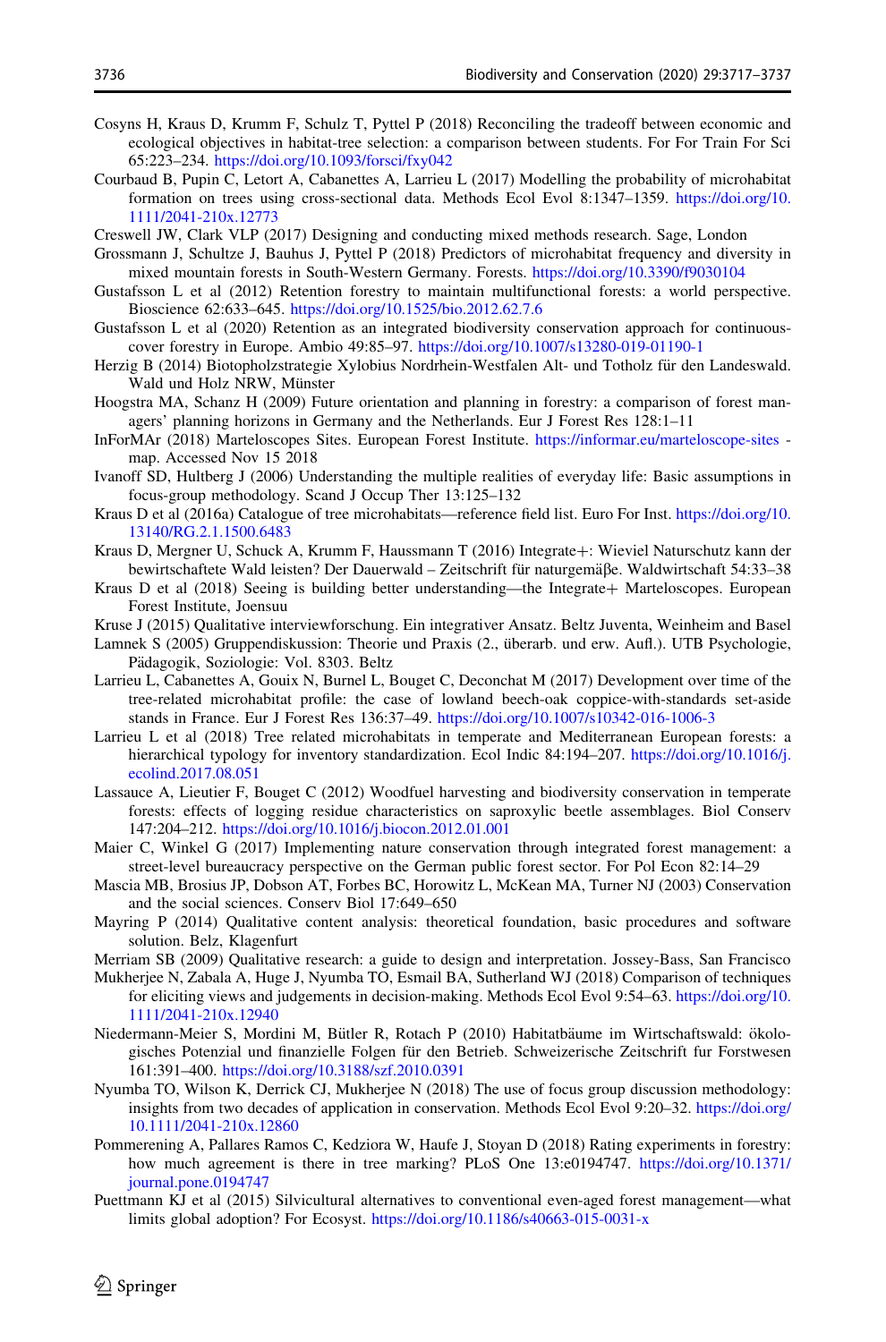Cosyns H, Kraus D, Krumm F, Schulz T, Pyttel P (2018) Reconciling the tradeoff between economic and ecological objectives in habitat-tree selection: a comparison between students. For For Train For Sci 65:223–234. https://doi.org/10.1093/forsci/fxy042

Courbaud B, Pupin C, Letort A, Cabanettes A, Larrieu L (2017) Modelling the probability of microhabitat formation on trees using cross-sectional data. Methods Ecol Evol 8:1347–1359. https://doi.org/10.1111/2041-210x.12773

Creswell JW, Clark VLP (2017) Designing and conducting mixed methods research. Sage, London

Grossmann J, Schultze J, Bauhus J, Pyttel P (2018) Predictors of microhabitat frequency and diversity in mixed mountain forests in South-Western Germany. Forests. https://doi.org/10.3390/f9030104

Gustafsson L et al (2012) Retention forestry to maintain multifunctional forests: a world perspective. Bioscience 62:633–645. https://doi.org/10.1525/bio.2012.62.7.6

Gustafsson L et al (2020) Retention as an integrated biodiversity conservation approach for continuous-cover forestry in Europe. Ambio 49:85–97. https://doi.org/10.1007/s13280-019-01190-1

Herzig B (2014) Biotopholzstrategie Xylobius Nordrhein-Westfalen Alt- und Totholz für den Landeswald. Wald und Holz NRW, Münster

Hoogstra MA, Schanz H (2009) Future orientation and planning in forestry: a comparison of forest managers' planning horizons in Germany and the Netherlands. Eur J Forest Res 128:1–11

InForMAr (2018) Marteloscopes Sites. European Forest Institute. https://informar.eu/marteloscope-sites -map. Accessed Nov 15 2018

Ivanoff SD, Hultberg J (2006) Understanding the multiple realities of everyday life: Basic assumptions in focus-group methodology. Scand J Occup Ther 13:125–132

Kraus D et al (2016a) Catalogue of tree microhabitats—reference field list. Euro For Inst. https://doi.org/10.13140/RG.2.1.1500.6483

Kraus D, Mergner U, Schuck A, Krumm F, Haussmann T (2016) Integrate+: Wieviel Naturschutz kann der bewirtschaftete Wald leisten? Der Dauerwald – Zeitschrift für naturgemäße. Waldwirtschaft 54:33–38

Kraus D et al (2018) Seeing is building better understanding—the Integrate+ Marteloscopes. European Forest Institute, Joensuu

Kruse J (2015) Qualitative interviewforschung. Ein integrativer Ansatz. Beltz Juventa, Weinheim and Basel

Lamnek S (2005) Gruppendiskussion: Theorie und Praxis (2., überarb. und erw. Aufl.). UTB Psychologie, Pädagogik, Soziologie: Vol. 8303. Beltz

Larrieu L, Cabanettes A, Gouix N, Burnel L, Bouget C, Deconchat M (2017) Development over time of the tree-related microhabitat profile: the case of lowland beech-oak coppice-with-standards set-aside stands in France. Eur J Forest Res 136:37–49. https://doi.org/10.1007/s10342-016-1006-3

Larrieu L et al (2018) Tree related microhabitats in temperate and Mediterranean European forests: a hierarchical typology for inventory standardization. Ecol Indic 84:194–207. https://doi.org/10.1016/j.ecolind.2017.08.051

Lassauce A, Lieutier F, Bouget C (2012) Woodfuel harvesting and biodiversity conservation in temperate forests: effects of logging residue characteristics on saproxylic beetle assemblages. Biol Conserv 147:204–212. https://doi.org/10.1016/j.biocon.2012.01.001

Maier C, Winkel G (2017) Implementing nature conservation through integrated forest management: a street-level bureaucracy perspective on the German public forest sector. For Pol Econ 82:14–29

Mascia MB, Brosius JP, Dobson AT, Forbes BC, Horowitz L, McKean MA, Turner NJ (2003) Conservation and the social sciences. Conserv Biol 17:649–650

Mayring P (2014) Qualitative content analysis: theoretical foundation, basic procedures and software solution. Belz, Klagenfurt

Merriam SB (2009) Qualitative research: a guide to design and interpretation. Jossey-Bass, San Francisco

Mukherjee N, Zabala A, Huge J, Nyumba TO, Esmail BA, Sutherland WJ (2018) Comparison of techniques for eliciting views and judgements in decision-making. Methods Ecol Evol 9:54–63. https://doi.org/10.1111/2041-210x.12940

Niedermann-Meier S, Mordini M, Bütler R, Rotach P (2010) Habitatbäume im Wirtschaftswald: ökologisches Potenzial und finanzielle Folgen für den Betrieb. Schweizerische Zeitschrift fur Forstwesen 161:391–400. https://doi.org/10.3188/szf.2010.0391

Nyumba TO, Wilson K, Derrick CJ, Mukherjee N (2018) The use of focus group discussion methodology: insights from two decades of application in conservation. Methods Ecol Evol 9:20–32. https://doi.org/10.1111/2041-210x.12860

Pommerening A, Pallares Ramos C, Kedziora W, Haufe J, Stoyan D (2018) Rating experiments in forestry: how much agreement is there in tree marking? PLoS One 13:e0194747. https://doi.org/10.1371/journal.pone.0194747

Puettmann KJ et al (2015) Silvicultural alternatives to conventional even-aged forest management—what limits global adoption? For Ecosyst. https://doi.org/10.1186/s40663-015-0031-x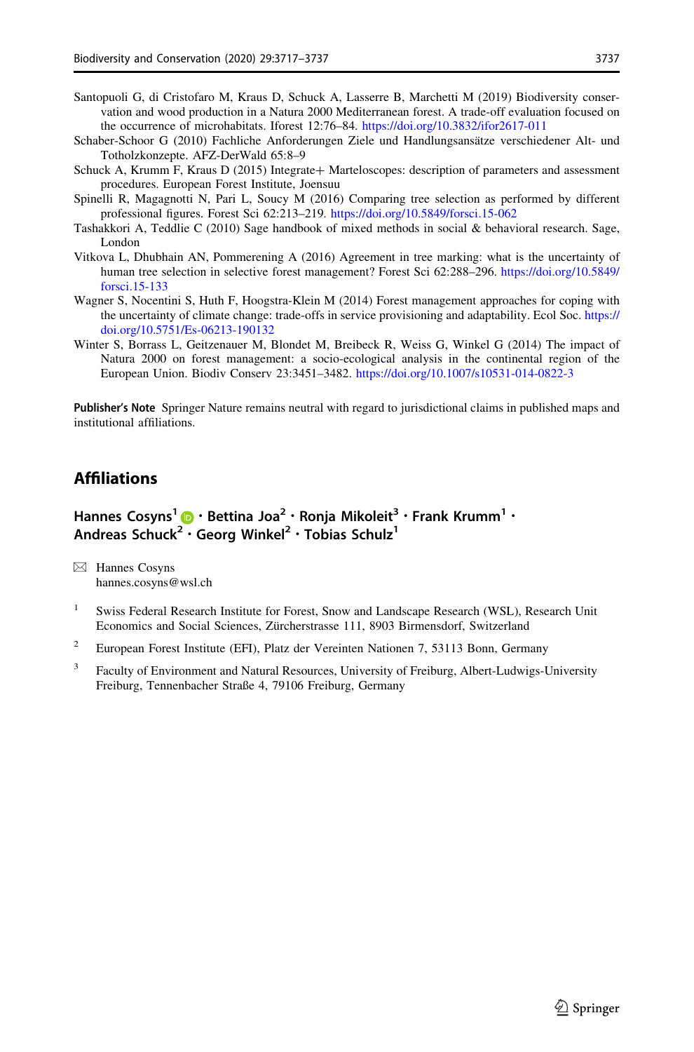Santopuoli G, di Cristofaro M, Kraus D, Schuck A, Lasserre B, Marchetti M (2019) Biodiversity conservation and wood production in a Natura 2000 Mediterranean forest. A trade-off evaluation focused on the occurrence of microhabitats. Iforest 12:76–84. https://doi.org/10.3832/ifor2617-011

Schaber-Schoor G (2010) Fachliche Anforderungen Ziele und Handlungsansätze verschiedener Alt- und Totholzkonzepte. AFZ-DerWald 65:8–9

Schuck A, Krumm F, Kraus D (2015) Integrate+ Marteloscopes: description of parameters and assessment procedures. European Forest Institute, Joensuu

Spinelli R, Magagnotti N, Pari L, Soucy M (2016) Comparing tree selection as performed by different professional figures. Forest Sci 62:213–219. https://doi.org/10.5849/forsci.15-062

Tashakkori A, Teddlie C (2010) Sage handbook of mixed methods in social & behavioral research. Sage, London

Vitkova L, Dhubhain AN, Pommerening A (2016) Agreement in tree marking: what is the uncertainty of human tree selection in selective forest management? Forest Sci 62:288–296. https://doi.org/10.5849/forsci.15-133

Wagner S, Nocentini S, Huth F, Hoogstra-Klein M (2014) Forest management approaches for coping with the uncertainty of climate change: trade-offs in service provisioning and adaptability. Ecol Soc. https://doi.org/10.5751/Es-06213-190132

Winter S, Borrass L, Geitzenauer M, Blondet M, Breibeck R, Weiss G, Winkel G (2014) The impact of Natura 2000 on forest management: a socio-ecological analysis in the continental region of the European Union. Biodiv Conserv 23:3451–3482. https://doi.org/10.1007/s10531-014-0822-3

**Publisher's Note** Springer Nature remains neutral with regard to jurisdictional claims in published maps and institutional affiliations.

## Affiliations

**Hannes Cosyns[1] · Bettina Joa[2] · Ronja Mikoleit[3] · Frank Krumm[1] · Andreas Schuck[2] · Georg Winkel[2] · Tobias Schulz[1]**

✉ Hannes Cosyns
hannes.cosyns@wsl.ch

[1] Swiss Federal Research Institute for Forest, Snow and Landscape Research (WSL), Research Unit Economics and Social Sciences, Zürcherstrasse 111, 8903 Birmensdorf, Switzerland

[2] European Forest Institute (EFI), Platz der Vereinten Nationen 7, 53113 Bonn, Germany

[3] Faculty of Environment and Natural Resources, University of Freiburg, Albert-Ludwigs-University Freiburg, Tennenbacher Straße 4, 79106 Freiburg, Germany